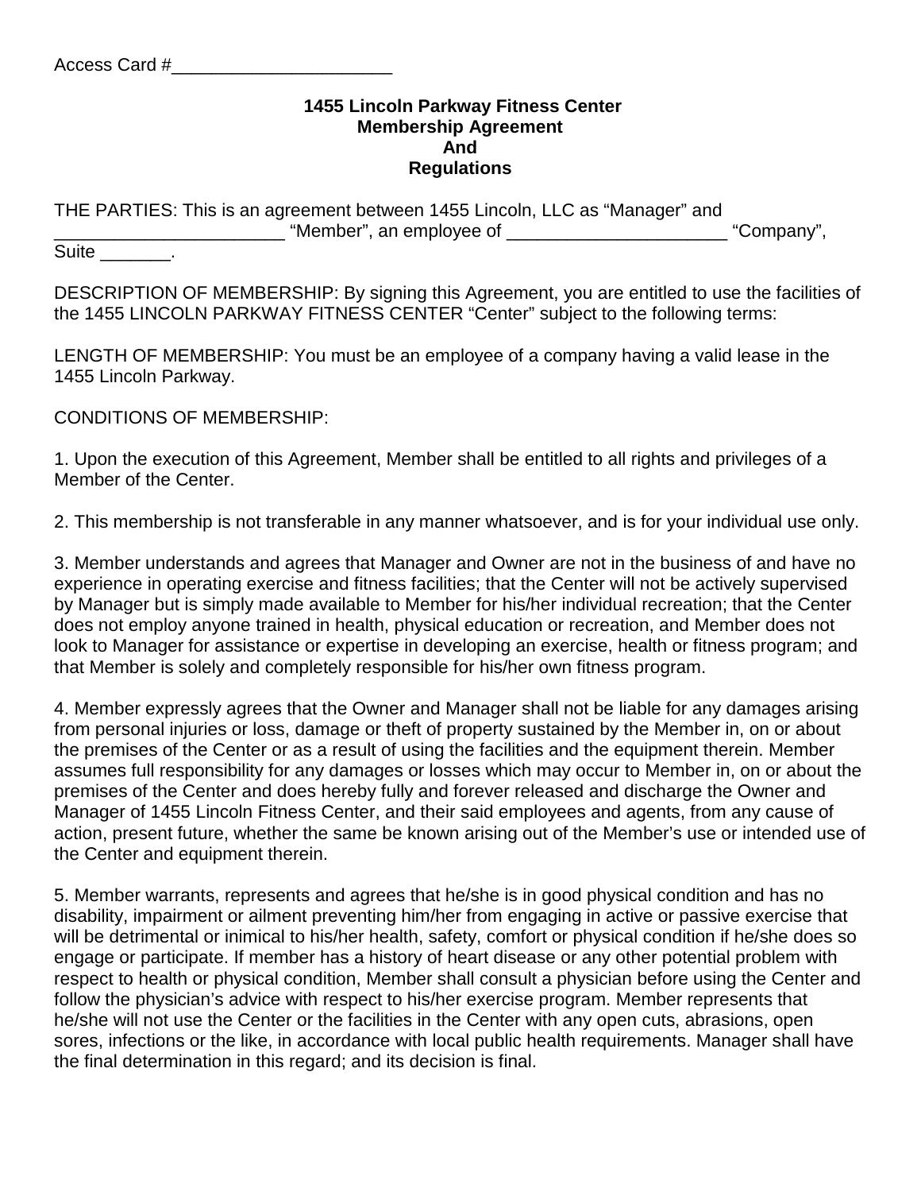Access Card #______________________

**1455 Lincoln Parkway Fitness Center**
**Membership Agreement**
**And**
**Regulations**

THE PARTIES: This is an agreement between 1455 Lincoln, LLC as “Manager” and _______________________ “Member”, an employee of ______________________ “Company”, Suite _______.

DESCRIPTION OF MEMBERSHIP: By signing this Agreement, you are entitled to use the facilities of the 1455 LINCOLN PARKWAY FITNESS CENTER “Center” subject to the following terms:

LENGTH OF MEMBERSHIP: You must be an employee of a company having a valid lease in the 1455 Lincoln Parkway.

CONDITIONS OF MEMBERSHIP:

1. Upon the execution of this Agreement, Member shall be entitled to all rights and privileges of a Member of the Center.

2. This membership is not transferable in any manner whatsoever, and is for your individual use only.

3. Member understands and agrees that Manager and Owner are not in the business of and have no experience in operating exercise and fitness facilities; that the Center will not be actively supervised by Manager but is simply made available to Member for his/her individual recreation; that the Center does not employ anyone trained in health, physical education or recreation, and Member does not look to Manager for assistance or expertise in developing an exercise, health or fitness program; and that Member is solely and completely responsible for his/her own fitness program.

4. Member expressly agrees that the Owner and Manager shall not be liable for any damages arising from personal injuries or loss, damage or theft of property sustained by the Member in, on or about the premises of the Center or as a result of using the facilities and the equipment therein. Member assumes full responsibility for any damages or losses which may occur to Member in, on or about the premises of the Center and does hereby fully and forever released and discharge the Owner and Manager of 1455 Lincoln Fitness Center, and their said employees and agents, from any cause of action, present future, whether the same be known arising out of the Member’s use or intended use of the Center and equipment therein.

5. Member warrants, represents and agrees that he/she is in good physical condition and has no disability, impairment or ailment preventing him/her from engaging in active or passive exercise that will be detrimental or inimical to his/her health, safety, comfort or physical condition if he/she does so engage or participate. If member has a history of heart disease or any other potential problem with respect to health or physical condition, Member shall consult a physician before using the Center and follow the physician’s advice with respect to his/her exercise program. Member represents that he/she will not use the Center or the facilities in the Center with any open cuts, abrasions, open sores, infections or the like, in accordance with local public health requirements. Manager shall have the final determination in this regard; and its decision is final.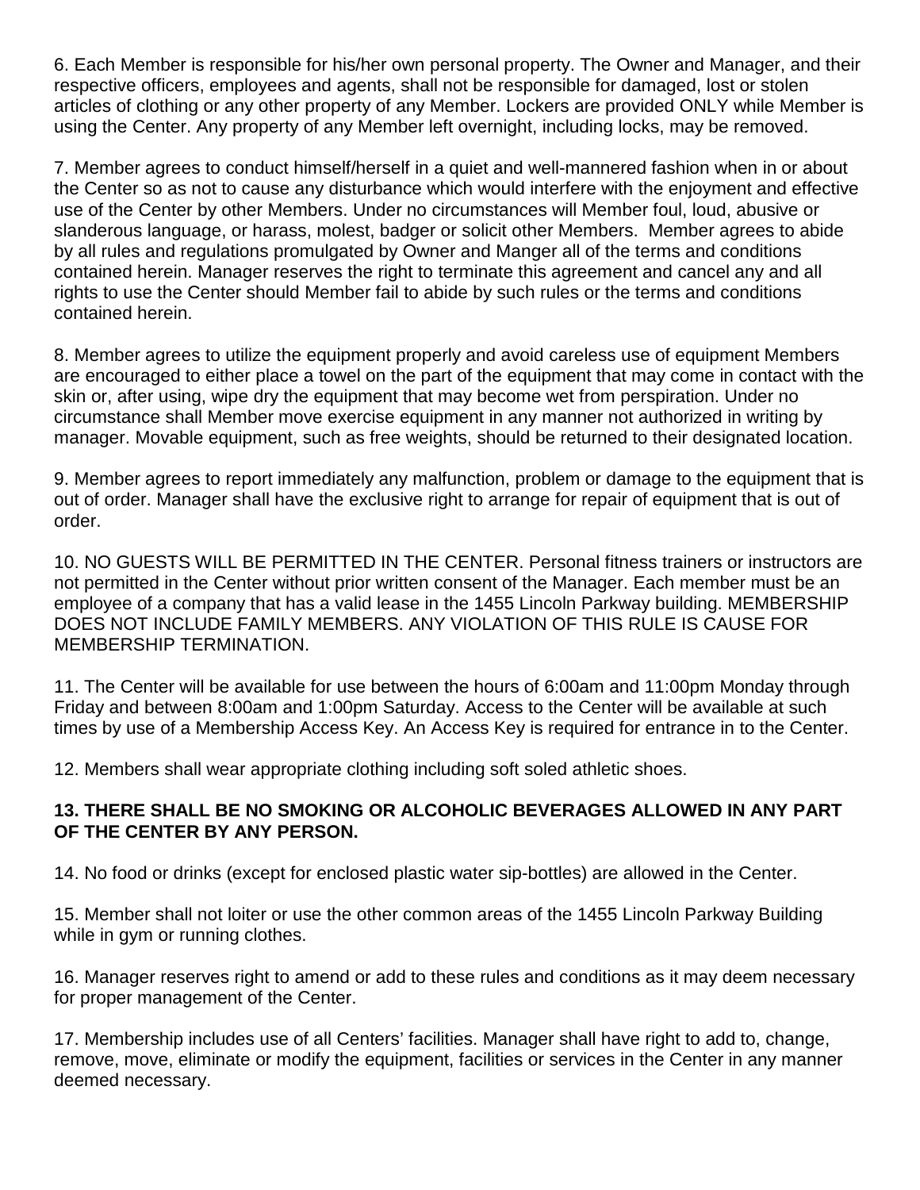6. Each Member is responsible for his/her own personal property. The Owner and Manager, and their respective officers, employees and agents, shall not be responsible for damaged, lost or stolen articles of clothing or any other property of any Member. Lockers are provided ONLY while Member is using the Center. Any property of any Member left overnight, including locks, may be removed.

7. Member agrees to conduct himself/herself in a quiet and well-mannered fashion when in or about the Center so as not to cause any disturbance which would interfere with the enjoyment and effective use of the Center by other Members. Under no circumstances will Member foul, loud, abusive or slanderous language, or harass, molest, badger or solicit other Members. Member agrees to abide by all rules and regulations promulgated by Owner and Manger all of the terms and conditions contained herein. Manager reserves the right to terminate this agreement and cancel any and all rights to use the Center should Member fail to abide by such rules or the terms and conditions contained herein.

8. Member agrees to utilize the equipment properly and avoid careless use of equipment Members are encouraged to either place a towel on the part of the equipment that may come in contact with the skin or, after using, wipe dry the equipment that may become wet from perspiration. Under no circumstance shall Member move exercise equipment in any manner not authorized in writing by manager. Movable equipment, such as free weights, should be returned to their designated location.

9. Member agrees to report immediately any malfunction, problem or damage to the equipment that is out of order. Manager shall have the exclusive right to arrange for repair of equipment that is out of order.

10. NO GUESTS WILL BE PERMITTED IN THE CENTER. Personal fitness trainers or instructors are not permitted in the Center without prior written consent of the Manager. Each member must be an employee of a company that has a valid lease in the 1455 Lincoln Parkway building. MEMBERSHIP DOES NOT INCLUDE FAMILY MEMBERS. ANY VIOLATION OF THIS RULE IS CAUSE FOR MEMBERSHIP TERMINATION.

11. The Center will be available for use between the hours of 6:00am and 11:00pm Monday through Friday and between 8:00am and 1:00pm Saturday. Access to the Center will be available at such times by use of a Membership Access Key. An Access Key is required for entrance in to the Center.

12. Members shall wear appropriate clothing including soft soled athletic shoes.

**13. THERE SHALL BE NO SMOKING OR ALCOHOLIC BEVERAGES ALLOWED IN ANY PART OF THE CENTER BY ANY PERSON.**

14. No food or drinks (except for enclosed plastic water sip-bottles) are allowed in the Center.

15. Member shall not loiter or use the other common areas of the 1455 Lincoln Parkway Building while in gym or running clothes.

16. Manager reserves right to amend or add to these rules and conditions as it may deem necessary for proper management of the Center.

17. Membership includes use of all Centers' facilities. Manager shall have right to add to, change, remove, move, eliminate or modify the equipment, facilities or services in the Center in any manner deemed necessary.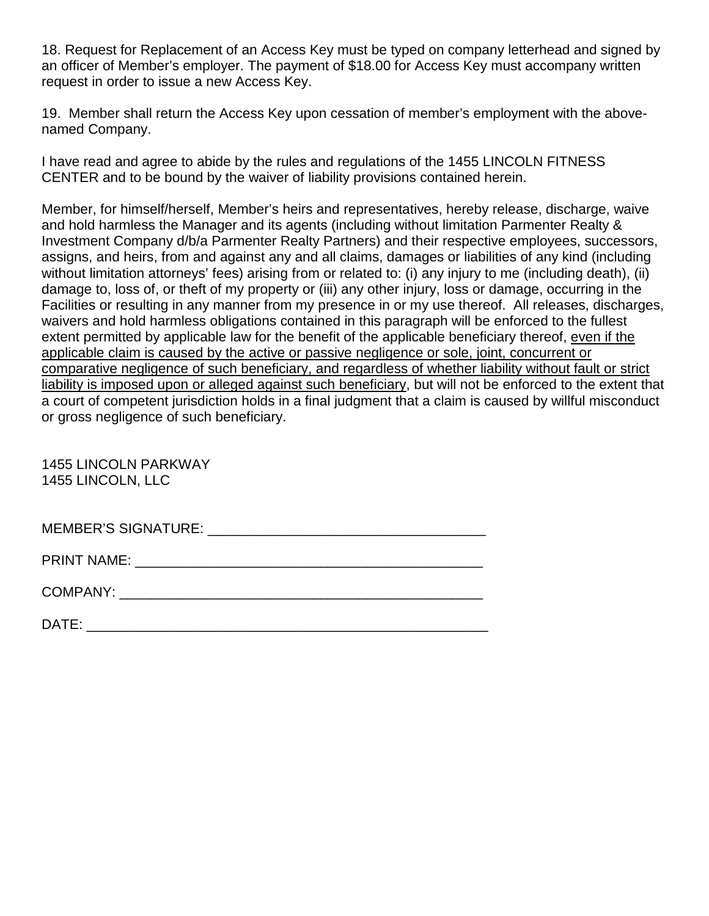18. Request for Replacement of an Access Key must be typed on company letterhead and signed by an officer of Member's employer. The payment of $18.00 for Access Key must accompany written request in order to issue a new Access Key.

19. Member shall return the Access Key upon cessation of member's employment with the above-named Company.

I have read and agree to abide by the rules and regulations of the 1455 LINCOLN FITNESS CENTER and to be bound by the waiver of liability provisions contained herein.

Member, for himself/herself, Member's heirs and representatives, hereby release, discharge, waive and hold harmless the Manager and its agents (including without limitation Parmenter Realty & Investment Company d/b/a Parmenter Realty Partners) and their respective employees, successors, assigns, and heirs, from and against any and all claims, damages or liabilities of any kind (including without limitation attorneys' fees) arising from or related to: (i) any injury to me (including death), (ii) damage to, loss of, or theft of my property or (iii) any other injury, loss or damage, occurring in the Facilities or resulting in any manner from my presence in or my use thereof. All releases, discharges, waivers and hold harmless obligations contained in this paragraph will be enforced to the fullest extent permitted by applicable law for the benefit of the applicable beneficiary thereof, <u>even if the applicable claim is caused by the active or passive negligence or sole, joint, concurrent or comparative negligence of such beneficiary, and regardless of whether liability without fault or strict liability is imposed upon or alleged against such beneficiary</u>, but will not be enforced to the extent that a court of competent jurisdiction holds in a final judgment that a claim is caused by willful misconduct or gross negligence of such beneficiary.

1455 LINCOLN PARKWAY
1455 LINCOLN, LLC

MEMBER'S SIGNATURE: ____________________________________

PRINT NAME: ____________________________________________

COMPANY: ______________________________________________

DATE: __________________________________________________